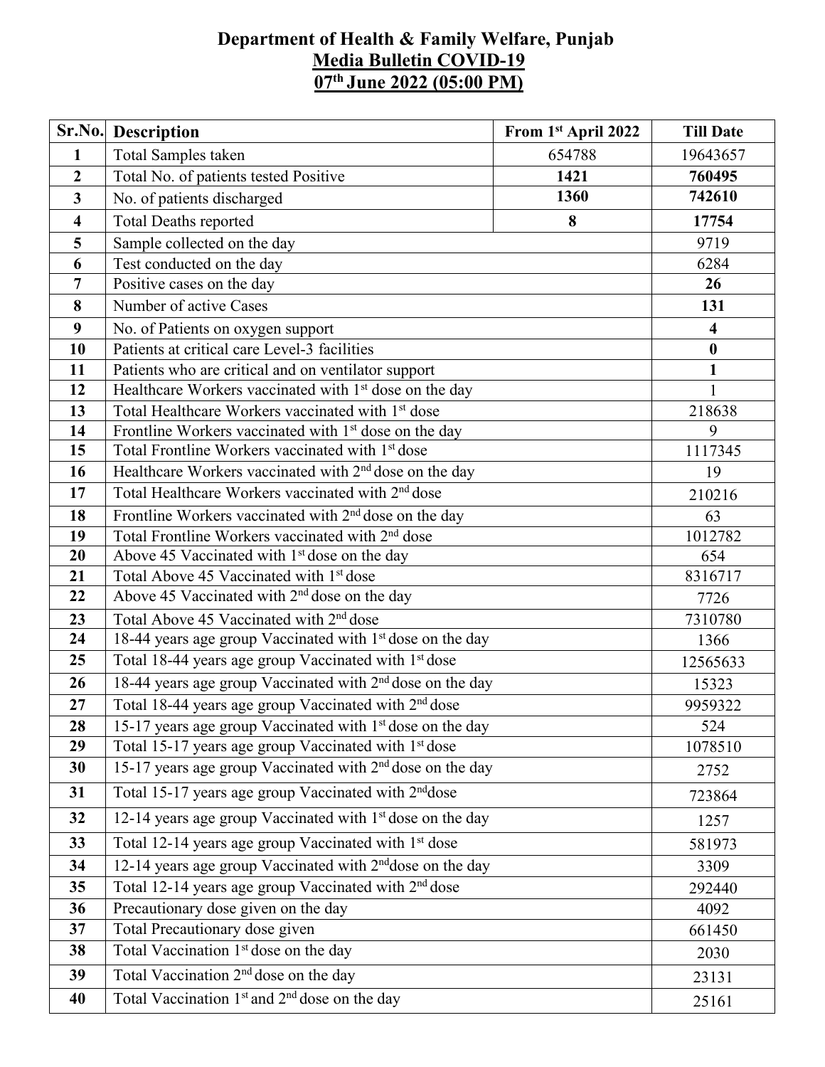# Department of Health & Family Welfare, Punjab

## Media Bulletin COVID-19

## 07th June 2022 (05:00 PM)

| Sr.No. | Description | From 1st April 2022 | Till Date |
|---|---|---|---|
| 1 | Total Samples taken | 654788 | 19643657 |
| 2 | Total No. of patients tested Positive | **1421** | **760495** |
| 3 | No. of patients discharged | **1360** | **742610** |
| 4 | Total Deaths reported | **8** | **17754** |
| 5 | Sample collected on the day | | 9719 |
| 6 | Test conducted on the day | | 6284 |
| 7 | Positive cases on the day | | **26** |
| 8 | Number of active Cases | | **131** |
| 9 | No. of Patients on oxygen support | | **4** |
| 10 | Patients at critical care Level-3 facilities | | **0** |
| 11 | Patients who are critical and on ventilator support | | **1** |
| 12 | Healthcare Workers vaccinated with 1st dose on the day | | 1 |
| 13 | Total Healthcare Workers vaccinated with 1st dose | | 218638 |
| 14 | Frontline Workers vaccinated with 1st dose on the day | | 9 |
| 15 | Total Frontline Workers vaccinated with 1st dose | | 1117345 |
| 16 | Healthcare Workers vaccinated with 2nd dose on the day | | 19 |
| 17 | Total Healthcare Workers vaccinated with 2nd dose | | 210216 |
| 18 | Frontline Workers vaccinated with 2nd dose on the day | | 63 |
| 19 | Total Frontline Workers vaccinated with 2nd dose | | 1012782 |
| 20 | Above 45 Vaccinated with 1st dose on the day | | 654 |
| 21 | Total Above 45 Vaccinated with 1st dose | | 8316717 |
| 22 | Above 45 Vaccinated with 2nd dose on the day | | 7726 |
| 23 | Total Above 45 Vaccinated with 2nd dose | | 7310780 |
| 24 | 18-44 years age group Vaccinated with 1st dose on the day | | 1366 |
| 25 | Total 18-44 years age group Vaccinated with 1st dose | | 12565633 |
| 26 | 18-44 years age group Vaccinated with 2nd dose on the day | | 15323 |
| 27 | Total 18-44 years age group Vaccinated with 2nd dose | | 9959322 |
| 28 | 15-17 years age group Vaccinated with 1st dose on the day | | 524 |
| 29 | Total 15-17 years age group Vaccinated with 1st dose | | 1078510 |
| 30 | 15-17 years age group Vaccinated with 2nd dose on the day | | 2752 |
| 31 | Total 15-17 years age group Vaccinated with 2nddose | | 723864 |
| 32 | 12-14 years age group Vaccinated with 1st dose on the day | | 1257 |
| 33 | Total 12-14 years age group Vaccinated with 1st dose | | 581973 |
| 34 | 12-14 years age group Vaccinated with 2nddose on the day | | 3309 |
| 35 | Total 12-14 years age group Vaccinated with 2nd dose | | 292440 |
| 36 | Precautionary dose given on the day | | 4092 |
| 37 | Total Precautionary dose given | | 661450 |
| 38 | Total Vaccination 1st dose on the day | | 2030 |
| 39 | Total Vaccination 2nd dose on the day | | 23131 |
| 40 | Total Vaccination 1st and 2nd dose on the day | | 25161 |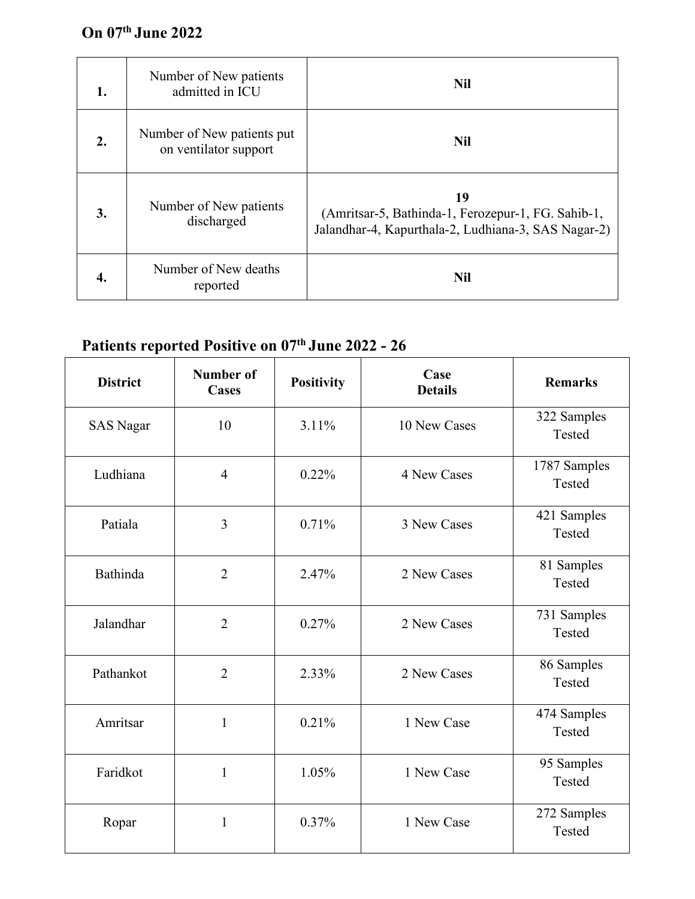**On 07th June 2022**

| | | |
|---|---|---|
| **1.** | Number of New patients admitted in ICU | **Nil** |
| **2.** | Number of New patients put on ventilator support | **Nil** |
| **3.** | Number of New patients discharged | **19** (Amritsar-5, Bathinda-1, Ferozepur-1, FG. Sahib-1, Jalandhar-4, Kapurthala-2, Ludhiana-3, SAS Nagar-2) |
| **4.** | Number of New deaths reported | **Nil** |

**Patients reported Positive on 07th June 2022 - 26**

| District | Number of Cases | Positivity | Case Details | Remarks |
|---|---|---|---|---|
| SAS Nagar | 10 | 3.11% | 10 New Cases | 322 Samples Tested |
| Ludhiana | 4 | 0.22% | 4 New Cases | 1787 Samples Tested |
| Patiala | 3 | 0.71% | 3 New Cases | 421 Samples Tested |
| Bathinda | 2 | 2.47% | 2 New Cases | 81 Samples Tested |
| Jalandhar | 2 | 0.27% | 2 New Cases | 731 Samples Tested |
| Pathankot | 2 | 2.33% | 2 New Cases | 86 Samples Tested |
| Amritsar | 1 | 0.21% | 1 New Case | 474 Samples Tested |
| Faridkot | 1 | 1.05% | 1 New Case | 95 Samples Tested |
| Ropar | 1 | 0.37% | 1 New Case | 272 Samples Tested |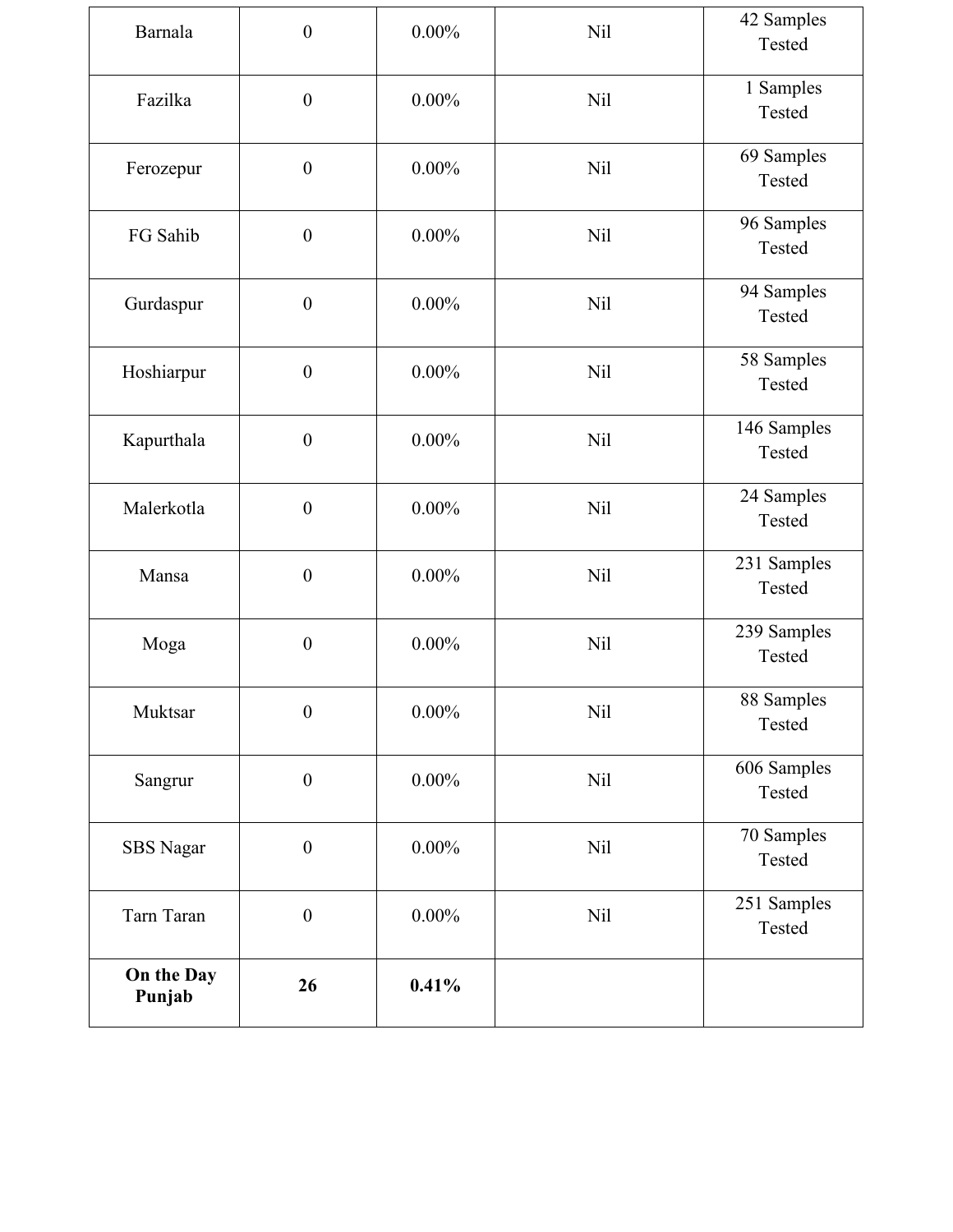| Barnala | 0 | 0.00% | Nil | 42 Samples Tested |
|---|---|---|---|---|
| Fazilka | 0 | 0.00% | Nil | 1 Samples Tested |
| Ferozepur | 0 | 0.00% | Nil | 69 Samples Tested |
| FG Sahib | 0 | 0.00% | Nil | 96 Samples Tested |
| Gurdaspur | 0 | 0.00% | Nil | 94 Samples Tested |
| Hoshiarpur | 0 | 0.00% | Nil | 58 Samples Tested |
| Kapurthala | 0 | 0.00% | Nil | 146 Samples Tested |
| Malerkotla | 0 | 0.00% | Nil | 24 Samples Tested |
| Mansa | 0 | 0.00% | Nil | 231 Samples Tested |
| Moga | 0 | 0.00% | Nil | 239 Samples Tested |
| Muktsar | 0 | 0.00% | Nil | 88 Samples Tested |
| Sangrur | 0 | 0.00% | Nil | 606 Samples Tested |
| SBS Nagar | 0 | 0.00% | Nil | 70 Samples Tested |
| Tarn Taran | 0 | 0.00% | Nil | 251 Samples Tested |
| **On the Day Punjab** | **26** | **0.41%** | | |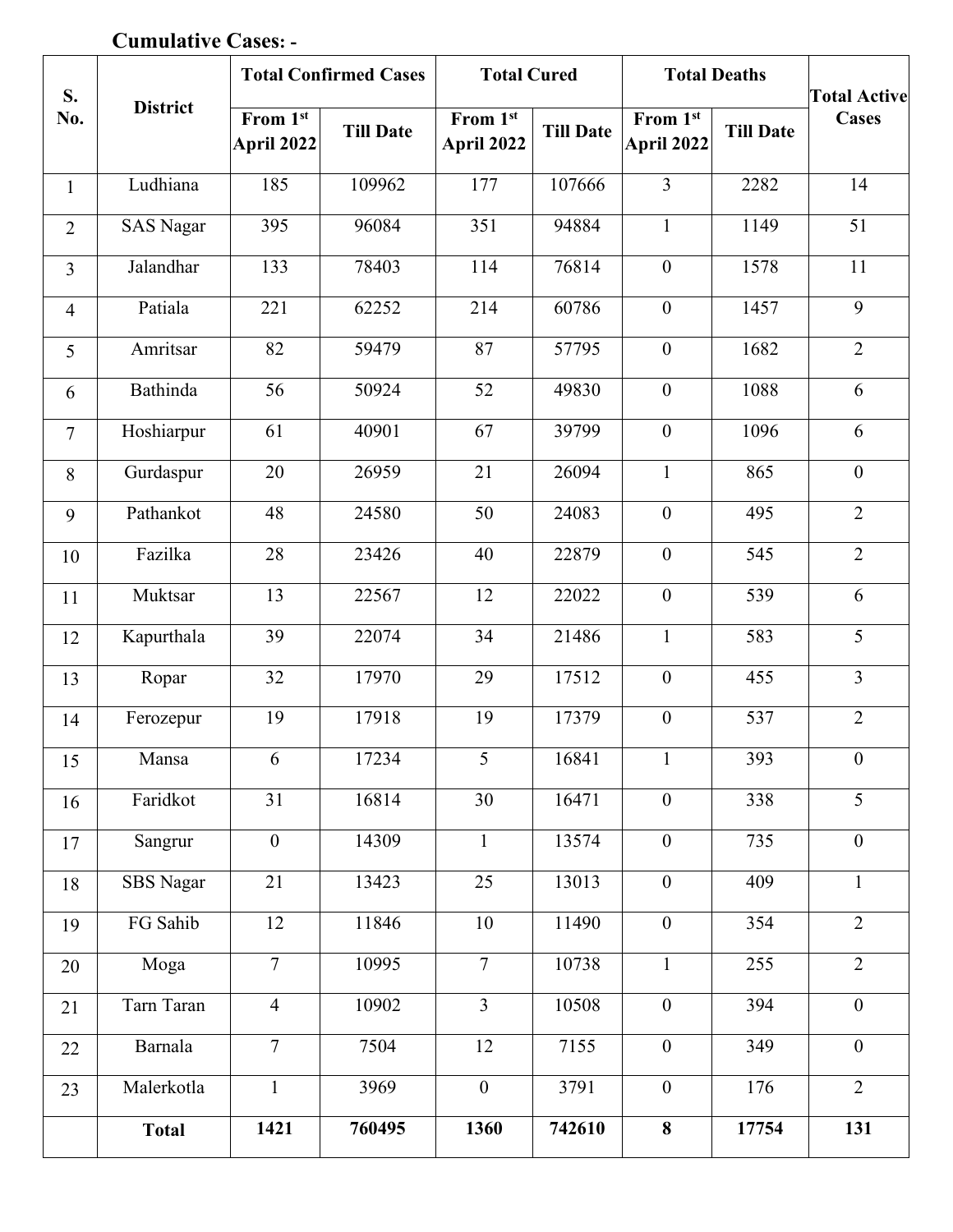**Cumulative Cases: -**

| S. No. | District | Total Confirmed Cases | | Total Cured | | Total Deaths | | Total Active Cases |
|---|---|---|---|---|---|---|---|---|
| | | From 1st April 2022 | Till Date | From 1st April 2022 | Till Date | From 1st April 2022 | Till Date | |
| 1 | Ludhiana | 185 | 109962 | 177 | 107666 | 3 | 2282 | 14 |
| 2 | SAS Nagar | 395 | 96084 | 351 | 94884 | 1 | 1149 | 51 |
| 3 | Jalandhar | 133 | 78403 | 114 | 76814 | 0 | 1578 | 11 |
| 4 | Patiala | 221 | 62252 | 214 | 60786 | 0 | 1457 | 9 |
| 5 | Amritsar | 82 | 59479 | 87 | 57795 | 0 | 1682 | 2 |
| 6 | Bathinda | 56 | 50924 | 52 | 49830 | 0 | 1088 | 6 |
| 7 | Hoshiarpur | 61 | 40901 | 67 | 39799 | 0 | 1096 | 6 |
| 8 | Gurdaspur | 20 | 26959 | 21 | 26094 | 1 | 865 | 0 |
| 9 | Pathankot | 48 | 24580 | 50 | 24083 | 0 | 495 | 2 |
| 10 | Fazilka | 28 | 23426 | 40 | 22879 | 0 | 545 | 2 |
| 11 | Muktsar | 13 | 22567 | 12 | 22022 | 0 | 539 | 6 |
| 12 | Kapurthala | 39 | 22074 | 34 | 21486 | 1 | 583 | 5 |
| 13 | Ropar | 32 | 17970 | 29 | 17512 | 0 | 455 | 3 |
| 14 | Ferozepur | 19 | 17918 | 19 | 17379 | 0 | 537 | 2 |
| 15 | Mansa | 6 | 17234 | 5 | 16841 | 1 | 393 | 0 |
| 16 | Faridkot | 31 | 16814 | 30 | 16471 | 0 | 338 | 5 |
| 17 | Sangrur | 0 | 14309 | 1 | 13574 | 0 | 735 | 0 |
| 18 | SBS Nagar | 21 | 13423 | 25 | 13013 | 0 | 409 | 1 |
| 19 | FG Sahib | 12 | 11846 | 10 | 11490 | 0 | 354 | 2 |
| 20 | Moga | 7 | 10995 | 7 | 10738 | 1 | 255 | 2 |
| 21 | Tarn Taran | 4 | 10902 | 3 | 10508 | 0 | 394 | 0 |
| 22 | Barnala | 7 | 7504 | 12 | 7155 | 0 | 349 | 0 |
| 23 | Malerkotla | 1 | 3969 | 0 | 3791 | 0 | 176 | 2 |
| | **Total** | **1421** | **760495** | **1360** | **742610** | **8** | **17754** | **131** |